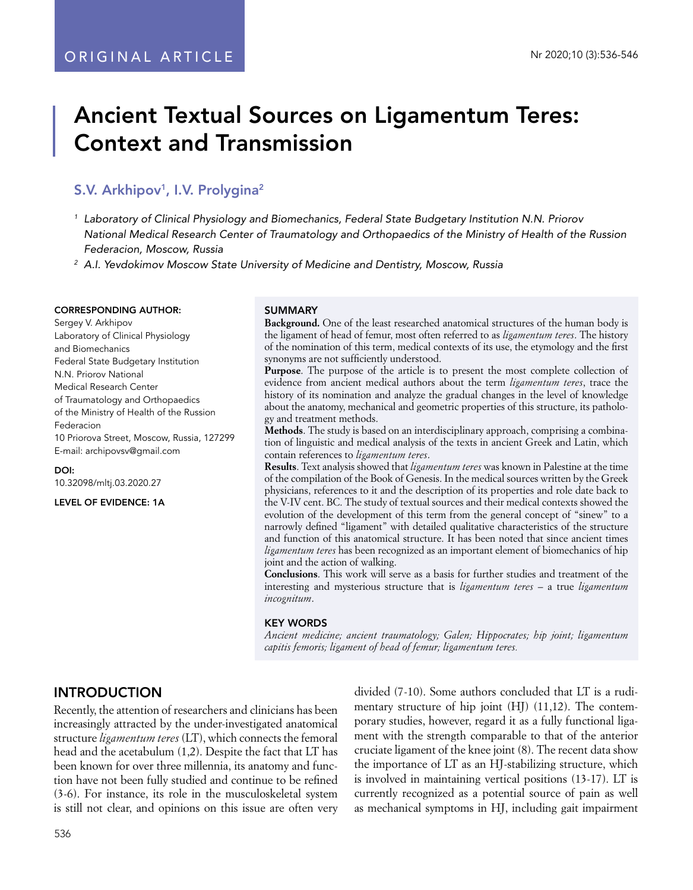ORIGINAL ARTICLE

# Ancient Textual Sources on Ligamentum Teres: Context and Transmission

## S.V. Arkhipov[1], I.V. Prolygina[2]

[1] *Laboratory of Clinical Physiology and Biomechanics, Federal State Budgetary Institution N.N. Priorov National Medical Research Center of Traumatology and Orthopaedics of the Ministry of Health of the Russion Federacion, Moscow, Russia*

[2] *A.I. Yevdokimov Moscow State University of Medicine and Dentistry, Moscow, Russia*

**CORRESPONDING AUTHOR:**
Sergey V. Arkhipov
Laboratory of Clinical Physiology and Biomechanics
Federal State Budgetary Institution N.N. Priorov National Medical Research Center of Traumatology and Orthopaedics of the Ministry of Health of the Russion Federacion
10 Priorova Street, Moscow, Russia, 127299
E-mail: archipovsv@gmail.com

**DOI:**
10.32098/mltj.03.2020.27

**LEVEL OF EVIDENCE: 1A**

### SUMMARY

**Background.** One of the least researched anatomical structures of the human body is the ligament of head of femur, most often referred to as *ligamentum teres*. The history of the nomination of this term, medical contexts of its use, the etymology and the first synonyms are not sufficiently understood.

**Purpose**. The purpose of the article is to present the most complete collection of evidence from ancient medical authors about the term *ligamentum teres*, trace the history of its nomination and analyze the gradual changes in the level of knowledge about the anatomy, mechanical and geometric properties of this structure, its pathology and treatment methods.

**Methods**. The study is based on an interdisciplinary approach, comprising a combination of linguistic and medical analysis of the texts in ancient Greek and Latin, which contain references to *ligamentum teres*.

**Results**. Text analysis showed that *ligamentum teres* was known in Palestine at the time of the compilation of the Book of Genesis. In the medical sources written by the Greek physicians, references to it and the description of its properties and role date back to the V-IV cent. BC. The study of textual sources and their medical contexts showed the evolution of the development of this term from the general concept of "sinew" to a narrowly defined "ligament" with detailed qualitative characteristics of the structure and function of this anatomical structure. It has been noted that since ancient times *ligamentum teres* has been recognized as an important element of biomechanics of hip joint and the action of walking.

**Conclusions**. This work will serve as a basis for further studies and treatment of the interesting and mysterious structure that is *ligamentum teres* – a true *ligamentum incognitum*.

### KEY WORDS

*Ancient medicine; ancient traumatology; Galen; Hippocrates; hip joint; ligamentum capitis femoris; ligament of head of femur; ligamentum teres.*

## INTRODUCTION

Recently, the attention of researchers and clinicians has been increasingly attracted by the under-investigated anatomical structure *ligamentum teres* (LT), which connects the femoral head and the acetabulum (1,2). Despite the fact that LT has been known for over three millennia, its anatomy and function have not been fully studied and continue to be refined (3-6). For instance, its role in the musculoskeletal system is still not clear, and opinions on this issue are often very divided (7-10). Some authors concluded that LT is a rudimentary structure of hip joint (HJ) (11,12). The contemporary studies, however, regard it as a fully functional ligament with the strength comparable to that of the anterior cruciate ligament of the knee joint (8). The recent data show the importance of LT as an HJ-stabilizing structure, which is involved in maintaining vertical positions (13-17). LT is currently recognized as a potential source of pain as well as mechanical symptoms in HJ, including gait impairment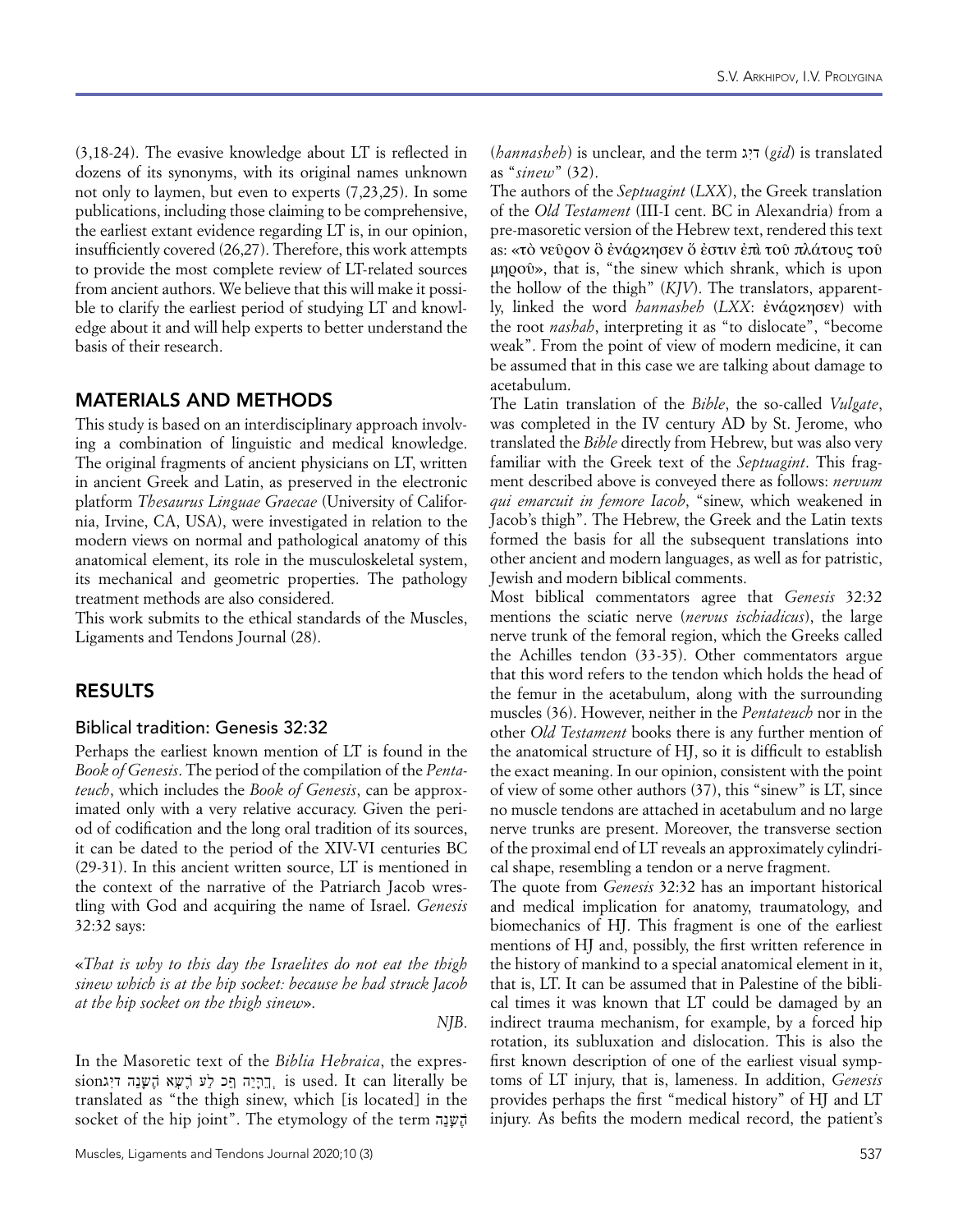(3,18-24). The evasive knowledge about LT is reflected in dozens of its synonyms, with its original names unknown not only to laymen, but even to experts (7,23,25). In some publications, including those claiming to be comprehensive, the earliest extant evidence regarding LT is, in our opinion, insufficiently covered (26,27). Therefore, this work attempts to provide the most complete review of LT-related sources from ancient authors. We believe that this will make it possible to clarify the earliest period of studying LT and knowledge about it and will help experts to better understand the basis of their research.

## MATERIALS AND METHODS

This study is based on an interdisciplinary approach involving a combination of linguistic and medical knowledge. The original fragments of ancient physicians on LT, written in ancient Greek and Latin, as preserved in the electronic platform *Thesaurus Linguae Graecae* (University of California, Irvine, CA, USA), were investigated in relation to the modern views on normal and pathological anatomy of this anatomical element, its role in the musculoskeletal system, its mechanical and geometric properties. The pathology treatment methods are also considered.

This work submits to the ethical standards of the Muscles, Ligaments and Tendons Journal (28).

## RESULTS

### Biblical tradition: Genesis 32:32

Perhaps the earliest known mention of LT is found in the *Book of Genesis*. The period of the compilation of the *Pentateuch*, which includes the *Book of Genesis*, can be approximated only with a very relative accuracy. Given the period of codification and the long oral tradition of its sources, it can be dated to the period of the XIV-VI centuries BC (29-31). In this ancient written source, LT is mentioned in the context of the narrative of the Patriarch Jacob wrestling with God and acquiring the name of Israel. *Genesis* 32:32 says:

«*That is why to this day the Israelites do not eat the thigh sinew which is at the hip socket: because he had struck Jacob at the hip socket on the thigh sinew*».

*NJB*.

In the Masoretic text of the *Biblia Hebraica*, the expression דִּיג הַנָּשֶׁה אָשֶׁר עַל כַּף הַיָּרֵךְ is used. It can literally be translated as "the thigh sinew, which [is located] in the socket of the hip joint". The etymology of the term הַנָּשֶׁה (*hannasheh*) is unclear, and the term גִּיד (*gid*) is translated as "*sinew*" (32).

The authors of the *Septuagint* (*LXX*), the Greek translation of the *Old Testament* (III-I cent. BC in Alexandria) from a pre-masoretic version of the Hebrew text, rendered this text as: «τὸ νεῦρον ὃ ἐνάρκησεν ὅ ἐστιν ἐπὶ τοῦ πλάτους τοῦ μηροῦ», that is, "the sinew which shrank, which is upon the hollow of the thigh" (*KJV*). The translators, apparently, linked the word *hannasheh* (*LXX*: ἐνάρκησεν) with the root *nashah*, interpreting it as "to dislocate", "become weak". From the point of view of modern medicine, it can be assumed that in this case we are talking about damage to acetabulum.

The Latin translation of the *Bible*, the so-called *Vulgate*, was completed in the IV century AD by St. Jerome, who translated the *Bible* directly from Hebrew, but was also very familiar with the Greek text of the *Septuagint*. This fragment described above is conveyed there as follows: *nervum qui emarcuit in femore Iacob*, "sinew, which weakened in Jacob's thigh". The Hebrew, the Greek and the Latin texts formed the basis for all the subsequent translations into other ancient and modern languages, as well as for patristic, Jewish and modern biblical comments.

Most biblical commentators agree that *Genesis* 32:32 mentions the sciatic nerve (*nervus ischiadicus*), the large nerve trunk of the femoral region, which the Greeks called the Achilles tendon (33-35). Other commentators argue that this word refers to the tendon which holds the head of the femur in the acetabulum, along with the surrounding muscles (36). However, neither in the *Pentateuch* nor in the other *Old Testament* books there is any further mention of the anatomical structure of HJ, so it is difficult to establish the exact meaning. In our opinion, consistent with the point of view of some other authors (37), this "sinew" is LT, since no muscle tendons are attached in acetabulum and no large nerve trunks are present. Moreover, the transverse section of the proximal end of LT reveals an approximately cylindrical shape, resembling a tendon or a nerve fragment.

The quote from *Genesis* 32:32 has an important historical and medical implication for anatomy, traumatology, and biomechanics of HJ. This fragment is one of the earliest mentions of HJ and, possibly, the first written reference in the history of mankind to a special anatomical element in it, that is, LT. It can be assumed that in Palestine of the biblical times it was known that LT could be damaged by an indirect trauma mechanism, for example, by a forced hip rotation, its subluxation and dislocation. This is also the first known description of one of the earliest visual symptoms of LT injury, that is, lameness. In addition, *Genesis* provides perhaps the first "medical history" of HJ and LT injury. As befits the modern medical record, the patient's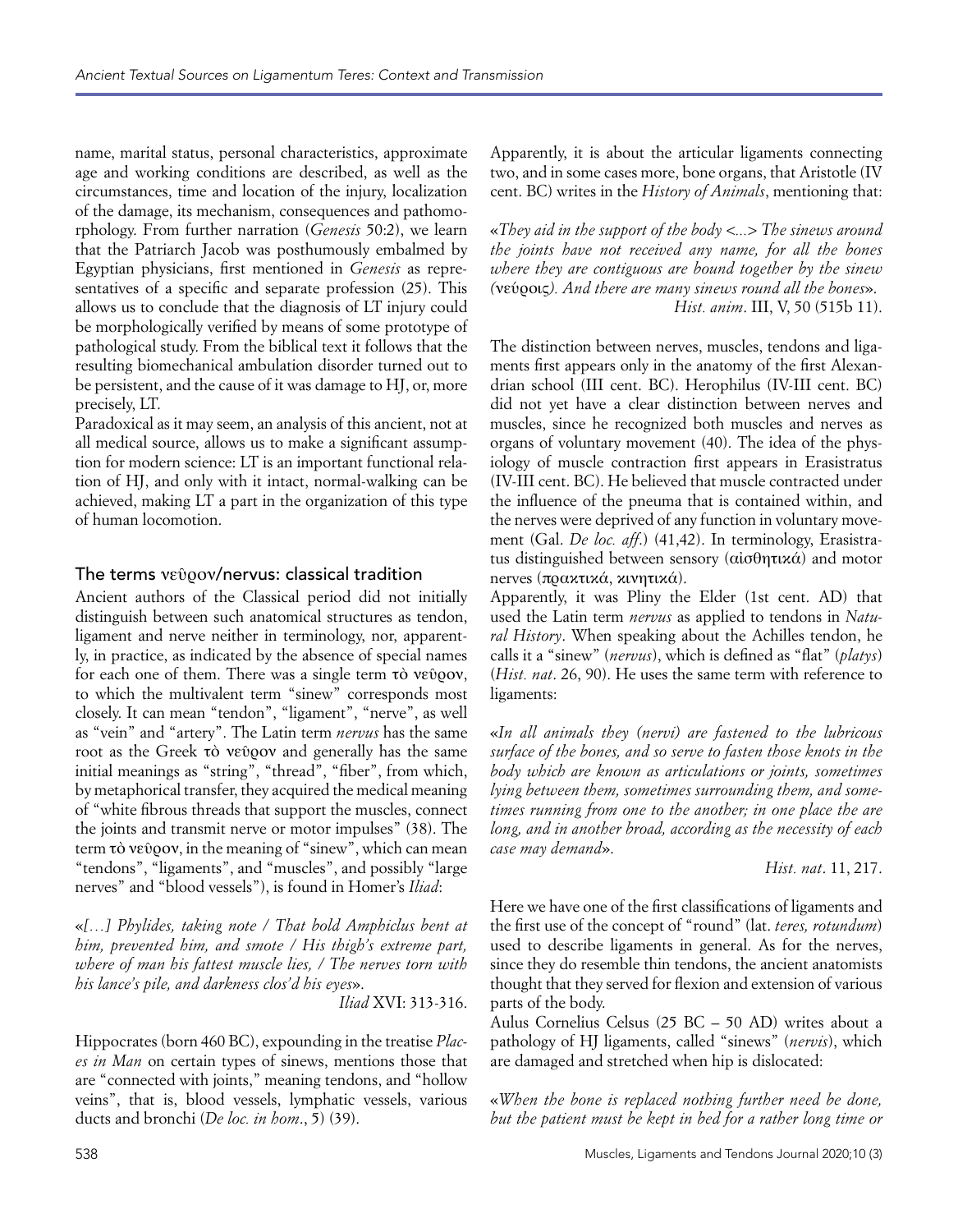name, marital status, personal characteristics, approximate age and working conditions are described, as well as the circumstances, time and location of the injury, localization of the damage, its mechanism, consequences and pathomorphology. From further narration (*Genesis* 50:2), we learn that the Patriarch Jacob was posthumously embalmed by Egyptian physicians, first mentioned in *Genesis* as representatives of a specific and separate profession (25). This allows us to conclude that the diagnosis of LT injury could be morphologically verified by means of some prototype of pathological study. From the biblical text it follows that the resulting biomechanical ambulation disorder turned out to be persistent, and the cause of it was damage to HJ, or, more precisely, LT.

Paradoxical as it may seem, an analysis of this ancient, not at all medical source, allows us to make a significant assumption for modern science: LT is an important functional relation of HJ, and only with it intact, normal-walking can be achieved, making LT a part in the organization of this type of human locomotion.

## The terms νεῦρον/nervus: classical tradition

Ancient authors of the Classical period did not initially distinguish between such anatomical structures as tendon, ligament and nerve neither in terminology, nor, apparently, in practice, as indicated by the absence of special names for each one of them. There was a single term **τὸ νεῦρον**, to which the multivalent term "sinew" corresponds most closely. It can mean "tendon", "ligament", "nerve", as well as "vein" and "artery". The Latin term *nervus* has the same root as the Greek **τὸ νεῦρον** and generally has the same initial meanings as "string", "thread", "fiber", from which, by metaphorical transfer, they acquired the medical meaning of "white fibrous threads that support the muscles, connect the joints and transmit nerve or motor impulses" (38). The term **τὸ νεῦρον**, in the meaning of "sinew", which can mean "tendons", "ligaments", and "muscles", and possibly "large nerves" and "blood vessels"), is found in Homer's *Iliad*:

«*[…] Phylides, taking note / That bold Amphiclus bent at him, prevented him, and smote / His thigh's extreme part, where of man his fattest muscle lies, / The nerves torn with his lance's pile, and darkness clos'd his eyes*».

*Iliad* XVI: 313-316.

Hippocrates (born 460 BC), expounding in the treatise *Places in Man* on certain types of sinews, mentions those that are "connected with joints," meaning tendons, and "hollow veins", that is, blood vessels, lymphatic vessels, various ducts and bronchi (*De loc. in hom*., 5) (39).

Apparently, it is about the articular ligaments connecting two, and in some cases more, bone organs, that Aristotle (IV cent. BC) writes in the *History of Animals*, mentioning that:

«*They aid in the support of the body <...> The sinews around the joints have not received any name, for all the bones where they are contiguous are bound together by the sinew (*νεύροις*). And there are many sinews round all the bones*».

*Hist. anim*. III, V, 50 (515b 11).

The distinction between nerves, muscles, tendons and ligaments first appears only in the anatomy of the first Alexandrian school (III cent. BC). Herophilus (IV-III cent. BC) did not yet have a clear distinction between nerves and muscles, since he recognized both muscles and nerves as organs of voluntary movement (40). The idea of the physiology of muscle contraction first appears in Erasistratus (IV-III cent. BC). He believed that muscle contracted under the influence of the pneuma that is contained within, and the nerves were deprived of any function in voluntary movement (Gal. *De loc. aff*.) (41,42). In terminology, Erasistratus distinguished between sensory (αἰσθητικά) and motor nerves (πρακτικά, κινητικά).

Apparently, it was Pliny the Elder (1st cent. AD) that used the Latin term *nervus* as applied to tendons in *Natural History*. When speaking about the Achilles tendon, he calls it a "sinew" (*nervus*), which is defined as "flat" (*platys*) (*Hist. nat*. 26, 90). He uses the same term with reference to ligaments:

«*In all animals they (nervi) are fastened to the lubricous surface of the bones, and so serve to fasten those knots in the body which are known as articulations or joints, sometimes lying between them, sometimes surrounding them, and sometimes running from one to the another; in one place the are long, and in another broad, according as the necessity of each case may demand*».

*Hist. nat*. 11, 217.

Here we have one of the first classifications of ligaments and the first use of the concept of "round" (lat. *teres, rotundum*) used to describe ligaments in general. As for the nerves, since they do resemble thin tendons, the ancient anatomists thought that they served for flexion and extension of various parts of the body.

Aulus Cornelius Celsus (25 BC – 50 AD) writes about a pathology of HJ ligaments, called "sinews" (*nervis*), which are damaged and stretched when hip is dislocated:

«*When the bone is replaced nothing further need be done, but the patient must be kept in bed for a rather long time or*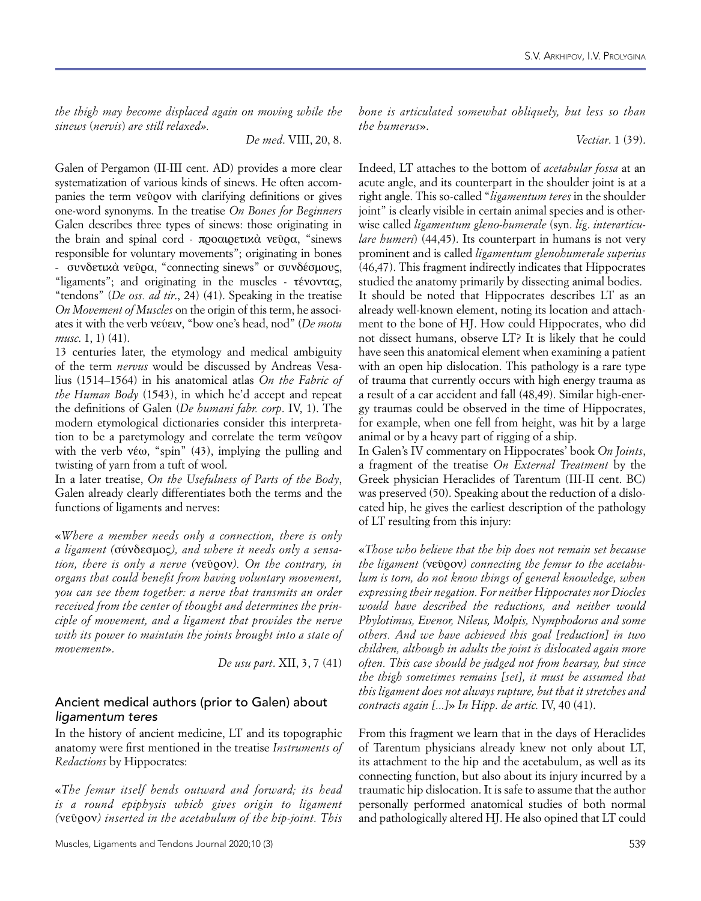*the thigh may become displaced again on moving while the sinews (nervis) are still relaxed».*

*De med*. VIII, 20, 8.

Galen of Pergamon (II-III cent. AD) provides a more clear systematization of various kinds of sinews. He often accompanies the term νεῦρον with clarifying definitions or gives one-word synonyms. In the treatise *On Bones for Beginners* Galen describes three types of sinews: those originating in the brain and spinal cord - προαιρετικὰ νεῦρα, "sinews responsible for voluntary movements"; originating in bones - συνδετικὰ νεῦρα, "connecting sinews" or συνδέσμους, "ligaments"; and originating in the muscles - τένοντας, "tendons" (*De oss. ad tir*., 24) (41). Speaking in the treatise *On Movement of Muscles* on the origin of this term, he associates it with the verb νεύειν, "bow one's head, nod" (*De motu musc*. 1, 1) (41).

13 centuries later, the etymology and medical ambiguity of the term *nervus* would be discussed by Andreas Vesalius (1514–1564) in his anatomical atlas *On the Fabric of the Human Body* (1543), in which he'd accept and repeat the definitions of Galen (*De humani fabr. corp*. IV, 1). The modern etymological dictionaries consider this interpretation to be a paretymology and correlate the term νεῦρον with the verb νέω, "spin" (43), implying the pulling and twisting of yarn from a tuft of wool.

In a later treatise, *On the Usefulness of Parts of the Body*, Galen already clearly differentiates both the terms and the functions of ligaments and nerves:

«*Where a member needs only a connection, there is only a ligament (*σύνδεσμος*), and where it needs only a sensation, there is only a nerve (*νεῦρον*). On the contrary, in organs that could benefit from having voluntary movement, you can see them together: a nerve that transmits an order received from the center of thought and determines the principle of movement, and a ligament that provides the nerve with its power to maintain the joints brought into a state of movement*».

*De usu part*. XII, 3, 7 (41)

## Ancient medical authors (prior to Galen) about *ligamentum teres*

In the history of ancient medicine, LT and its topographic anatomy were first mentioned in the treatise *Instruments of Redactions* by Hippocrates:

«*The femur itself bends outward and forward; its head is a round epiphysis which gives origin to ligament (*νεῦρον*) inserted in the acetabulum of the hip-joint. This bone is articulated somewhat obliquely, but less so than the humerus*».

*Vectiar*. 1 (39).

Indeed, LT attaches to the bottom of *acetabular fossa* at an acute angle, and its counterpart in the shoulder joint is at a right angle. This so-called "*ligamentum teres* in the shoulder joint" is clearly visible in certain animal species and is otherwise called *ligamentum gleno-humerale* (syn. *lig*. *interarticulare humeri*) (44,45). Its counterpart in humans is not very prominent and is called *ligamentum glenohumerale superius* (46,47). This fragment indirectly indicates that Hippocrates studied the anatomy primarily by dissecting animal bodies.

It should be noted that Hippocrates describes LT as an already well-known element, noting its location and attachment to the bone of HJ. How could Hippocrates, who did not dissect humans, observe LT? It is likely that he could have seen this anatomical element when examining a patient with an open hip dislocation. This pathology is a rare type of trauma that currently occurs with high energy trauma as a result of a car accident and fall (48,49). Similar high-energy traumas could be observed in the time of Hippocrates, for example, when one fell from height, was hit by a large animal or by a heavy part of rigging of a ship.

In Galen's IV commentary on Hippocrates' book *On Joints*, a fragment of the treatise *On External Treatment* by the Greek physician Heraclides of Tarentum (III-II cent. BC) was preserved (50). Speaking about the reduction of a dislocated hip, he gives the earliest description of the pathology of LT resulting from this injury:

«*Those who believe that the hip does not remain set because the ligament (*νεῦρον*) connecting the femur to the acetabulum is torn, do not know things of general knowledge, when expressing their negation. For neither Hippocrates nor Diocles would have described the reductions, and neither would Phylotimus, Evenor, Nileus, Molpis, Nymphodorus and some others. And we have achieved this goal [reduction] in two children, although in adults the joint is dislocated again more often. This case should be judged not from hearsay, but since the thigh sometimes remains [set], it must be assumed that this ligament does not always rupture, but that it stretches and contracts again [...]*» *In Hipp. de artic.* IV, 40 (41).

From this fragment we learn that in the days of Heraclides of Tarentum physicians already knew not only about LT, its attachment to the hip and the acetabulum, as well as its connecting function, but also about its injury incurred by a traumatic hip dislocation. It is safe to assume that the author personally performed anatomical studies of both normal and pathologically altered HJ. He also opined that LT could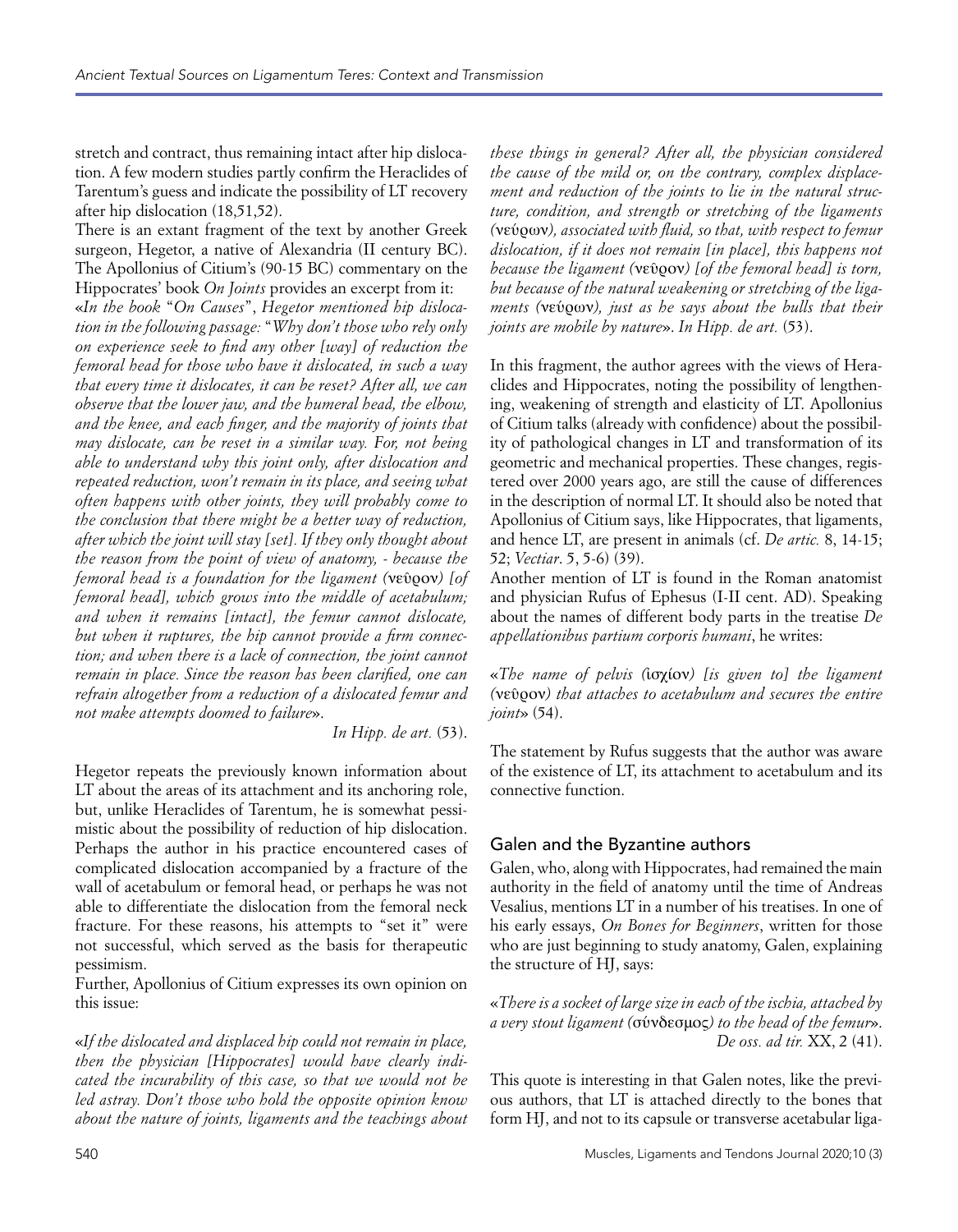stretch and contract, thus remaining intact after hip dislocation. A few modern studies partly confirm the Heraclides of Tarentum's guess and indicate the possibility of LT recovery after hip dislocation (18,51,52).

There is an extant fragment of the text by another Greek surgeon, Hegetor, a native of Alexandria (II century BC). The Apollonius of Citium's (90-15 BC) commentary on the Hippocrates' book *On Joints* provides an excerpt from it:

«*In the book "On Causes", Hegetor mentioned hip dislocation in the following passage: "Why don't those who rely only on experience seek to find any other [way] of reduction the femoral head for those who have it dislocated, in such a way that every time it dislocates, it can be reset? After all, we can observe that the lower jaw, and the humeral head, the elbow, and the knee, and each finger, and the majority of joints that may dislocate, can be reset in a similar way. For, not being able to understand why this joint only, after dislocation and repeated reduction, won't remain in its place, and seeing what often happens with other joints, they will probably come to the conclusion that there might be a better way of reduction, after which the joint will stay [set]. If they only thought about the reason from the point of view of anatomy, - because the femoral head is a foundation for the ligament (*νεῦρον*) [of femoral head], which grows into the middle of acetabulum; and when it remains [intact], the femur cannot dislocate, but when it ruptures, the hip cannot provide a firm connection; and when there is a lack of connection, the joint cannot remain in place. Since the reason has been clarified, one can refrain altogether from a reduction of a dislocated femur and not make attempts doomed to failure*».

*In Hipp. de art.* (53).

Hegetor repeats the previously known information about LT about the areas of its attachment and its anchoring role, but, unlike Heraclides of Tarentum, he is somewhat pessimistic about the possibility of reduction of hip dislocation. Perhaps the author in his practice encountered cases of complicated dislocation accompanied by a fracture of the wall of acetabulum or femoral head, or perhaps he was not able to differentiate the dislocation from the femoral neck fracture. For these reasons, his attempts to "set it" were not successful, which served as the basis for therapeutic pessimism.

Further, Apollonius of Citium expresses its own opinion on this issue:

«*If the dislocated and displaced hip could not remain in place, then the physician [Hippocrates] would have clearly indicated the incurability of this case, so that we would not be led astray. Don't those who hold the opposite opinion know about the nature of joints, ligaments and the teachings about these things in general? After all, the physician considered the cause of the mild or, on the contrary, complex displacement and reduction of the joints to lie in the natural structure, condition, and strength or stretching of the ligaments (*νεύρων*), associated with fluid, so that, with respect to femur dislocation, if it does not remain [in place], this happens not because the ligament (*νεῦρον*) [of the femoral head] is torn, but because of the natural weakening or stretching of the ligaments (*νεύρων*), just as he says about the bulls that their joints are mobile by nature*». *In Hipp. de art.* (53).

In this fragment, the author agrees with the views of Heraclides and Hippocrates, noting the possibility of lengthening, weakening of strength and elasticity of LT. Apollonius of Citium talks (already with confidence) about the possibility of pathological changes in LT and transformation of its geometric and mechanical properties. These changes, registered over 2000 years ago, are still the cause of differences in the description of normal LT. It should also be noted that Apollonius of Citium says, like Hippocrates, that ligaments, and hence LT, are present in animals (cf. *De artic.* 8, 14-15; 52; *Vectiar*. 5, 5-6) (39).

Another mention of LT is found in the Roman anatomist and physician Rufus of Ephesus (I-II cent. AD). Speaking about the names of different body parts in the treatise *De appellationibus partium corporis humani*, he writes:

«*The name of pelvis (*ἰσχίον*) [is given to] the ligament (*νεῦρον*) that attaches to acetabulum and secures the entire joint*» (54).

The statement by Rufus suggests that the author was aware of the existence of LT, its attachment to acetabulum and its connective function.

## Galen and the Byzantine authors

Galen, who, along with Hippocrates, had remained the main authority in the field of anatomy until the time of Andreas Vesalius, mentions LT in a number of his treatises. In one of his early essays, *On Bones for Beginners*, written for those who are just beginning to study anatomy, Galen, explaining the structure of HJ, says:

«*There is a socket of large size in each of the ischia, attached by a very stout ligament (*σύνδεσμος*) to the head of the femur*».
*De oss. ad tir.* XX, 2 (41).

This quote is interesting in that Galen notes, like the previous authors, that LT is attached directly to the bones that form HJ, and not to its capsule or transverse acetabular liga-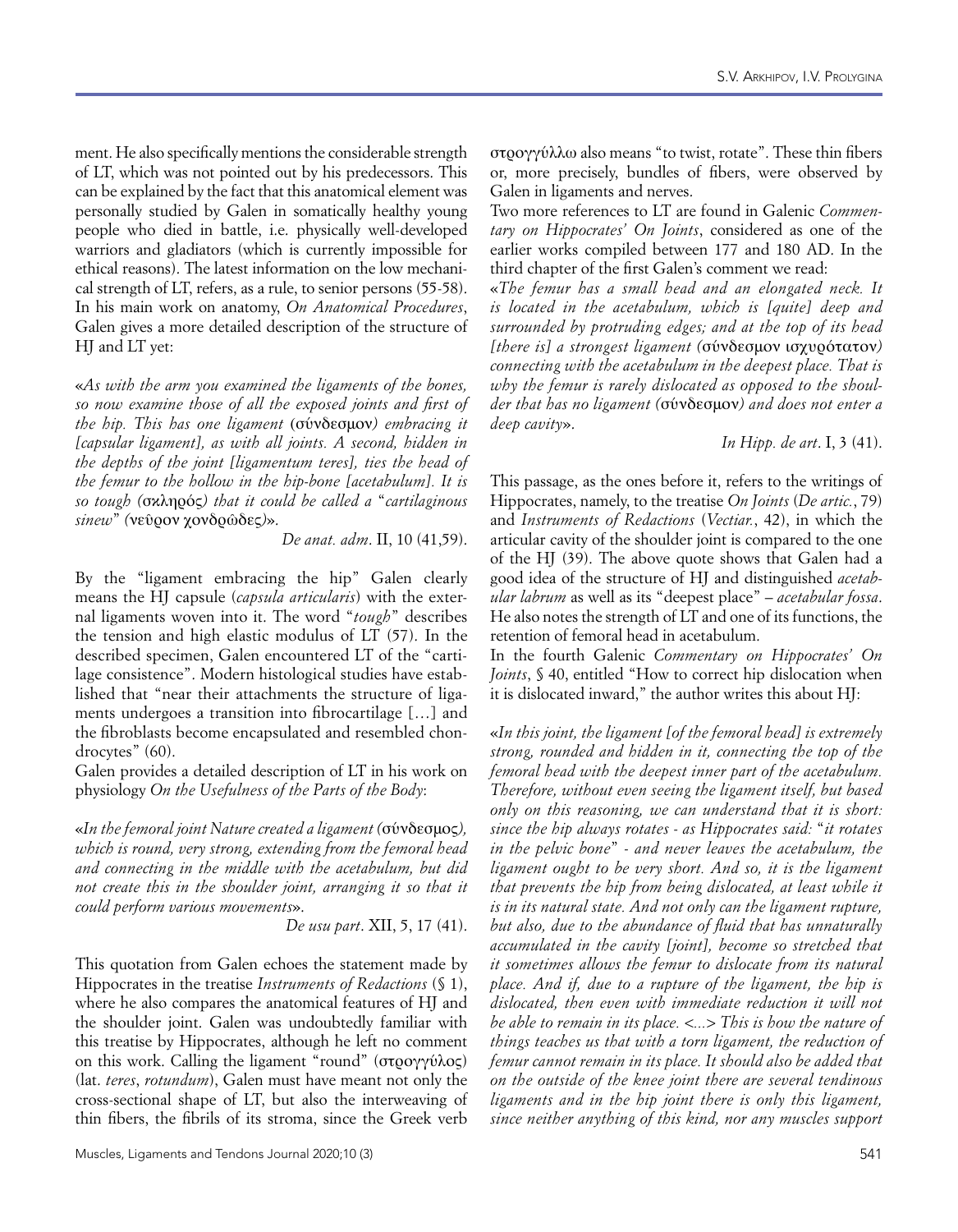ment. He also specifically mentions the considerable strength of LT, which was not pointed out by his predecessors. This can be explained by the fact that this anatomical element was personally studied by Galen in somatically healthy young people who died in battle, i.e. physically well-developed warriors and gladiators (which is currently impossible for ethical reasons). The latest information on the low mechanical strength of LT, refers, as a rule, to senior persons (55-58).

In his main work on anatomy, *On Anatomical Procedures*, Galen gives a more detailed description of the structure of HJ and LT yet:

«*As with the arm you examined the ligaments of the bones, so now examine those of all the exposed joints and first of the hip. This has one ligament* (σύνδεσμον) *embracing it [capsular ligament], as with all joints. A second, hidden in the depths of the joint [ligamentum teres], ties the head of the femur to the hollow in the hip-bone [acetabulum]. It is so tough (*σκληρός*) that it could be called a "cartilaginous sinew" (*νεῦρον χονδρῶδες*)*».

*De anat. adm*. II, 10 (41,59).

By the "ligament embracing the hip" Galen clearly means the HJ capsule (*capsula articularis*) with the external ligaments woven into it. The word "*tough*" describes the tension and high elastic modulus of LT (57). In the described specimen, Galen encountered LT of the "cartilage consistence". Modern histological studies have established that "near their attachments the structure of ligaments undergoes a transition into fibrocartilage […] and the fibroblasts become encapsulated and resembled chondrocytes" (60).

Galen provides a detailed description of LT in his work on physiology *On the Usefulness of the Parts of the Body*:

«*In the femoral joint Nature created a ligament (*σύνδεσμος*), which is round, very strong, extending from the femoral head and connecting in the middle with the acetabulum, but did not create this in the shoulder joint, arranging it so that it could perform various movements*».

*De usu part*. XII, 5, 17 (41).

This quotation from Galen echoes the statement made by Hippocrates in the treatise *Instruments of Redactions* (§ 1), where he also compares the anatomical features of HJ and the shoulder joint. Galen was undoubtedly familiar with this treatise by Hippocrates, although he left no comment on this work. Calling the ligament "round" (στρογγύλος) (lat. *teres*, *rotundum*), Galen must have meant not only the cross-sectional shape of LT, but also the interweaving of thin fibers, the fibrils of its stroma, since the Greek verb στρογγύλλω also means "to twist, rotate". These thin fibers or, more precisely, bundles of fibers, were observed by Galen in ligaments and nerves.

Two more references to LT are found in Galenic *Commentary on Hippocrates' On Joints*, considered as one of the earlier works compiled between 177 and 180 AD. In the third chapter of the first Galen's comment we read:

«*The femur has a small head and an elongated neck. It is located in the acetabulum, which is [quite] deep and surrounded by protruding edges; and at the top of its head [there is] a strongest ligament (*σύνδεσμον ἰσχυρότατον*) connecting with the acetabulum in the deepest place. That is why the femur is rarely dislocated as opposed to the shoulder that has no ligament (*σύνδεσμον*) and does not enter a deep cavity*».

*In Hipp. de art*. I, 3 (41).

This passage, as the ones before it, refers to the writings of Hippocrates, namely, to the treatise *On Joints* (*De artic.*, 79) and *Instruments of Redactions* (*Vectiar.*, 42), in which the articular cavity of the shoulder joint is compared to the one of the HJ (39). The above quote shows that Galen had a good idea of the structure of HJ and distinguished *acetabular labrum* as well as its "deepest place" – *acetabular fossa*. He also notes the strength of LT and one of its functions, the retention of femoral head in acetabulum.

In the fourth Galenic *Commentary on Hippocrates' On Joints*, § 40, entitled "How to correct hip dislocation when it is dislocated inward," the author writes this about HJ:

«*In this joint, the ligament [of the femoral head] is extremely strong, rounded and hidden in it, connecting the top of the femoral head with the deepest inner part of the acetabulum. Therefore, without even seeing the ligament itself, but based only on this reasoning, we can understand that it is short: since the hip always rotates - as Hippocrates said: "it rotates in the pelvic bone" - and never leaves the acetabulum, the ligament ought to be very short. And so, it is the ligament that prevents the hip from being dislocated, at least while it is in its natural state. And not only can the ligament rupture, but also, due to the abundance of fluid that has unnaturally accumulated in the cavity [joint], become so stretched that it sometimes allows the femur to dislocate from its natural place. And if, due to a rupture of the ligament, the hip is dislocated, then even with immediate reduction it will not be able to remain in its place. <...> This is how the nature of things teaches us that with a torn ligament, the reduction of femur cannot remain in its place. It should also be added that on the outside of the knee joint there are several tendinous ligaments and in the hip joint there is only this ligament, since neither anything of this kind, nor any muscles support*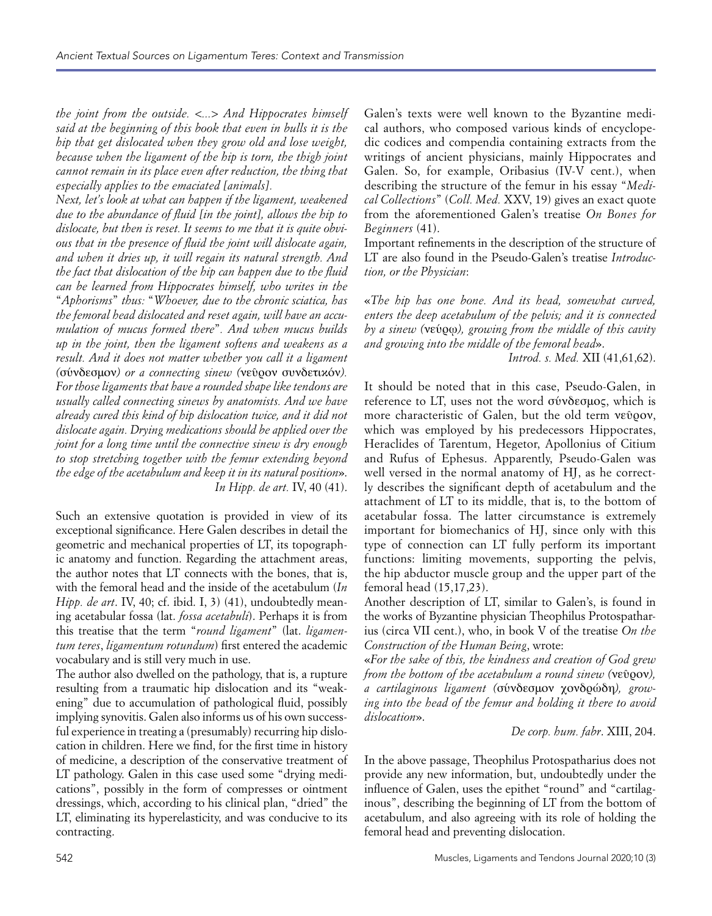*the joint from the outside. <...> And Hippocrates himself said at the beginning of this book that even in bulls it is the hip that get dislocated when they grow old and lose weight, because when the ligament of the hip is torn, the thigh joint cannot remain in its place even after reduction, the thing that especially applies to the emaciated [animals].*

*Next, let's look at what can happen if the ligament, weakened due to the abundance of fluid [in the joint], allows the hip to dislocate, but then is reset. It seems to me that it is quite obvious that in the presence of fluid the joint will dislocate again, and when it dries up, it will regain its natural strength. And the fact that dislocation of the hip can happen due to the fluid can be learned from Hippocrates himself, who writes in the "Aphorisms" thus: "Whoever, due to the chronic sciatica, has the femoral head dislocated and reset again, will have an accumulation of mucus formed there". And when mucus builds up in the joint, then the ligament softens and weakens as a result. And it does not matter whether you call it a ligament (*σύνδεσμον*) or a connecting sinew (*νεῦρον συνδετικόν*). For those ligaments that have a rounded shape like tendons are usually called connecting sinews by anatomists. And we have already cured this kind of hip dislocation twice, and it did not dislocate again. Drying medications should be applied over the joint for a long time until the connective sinew is dry enough to stop stretching together with the femur extending beyond the edge of the acetabulum and keep it in its natural position*».

*In Hipp. de art.* IV, 40 (41).

Such an extensive quotation is provided in view of its exceptional significance. Here Galen describes in detail the geometric and mechanical properties of LT, its topographic anatomy and function. Regarding the attachment areas, the author notes that LT connects with the bones, that is, with the femoral head and the inside of the acetabulum (*In Hipp. de art*. IV, 40; cf. ibid. I, 3) (41), undoubtedly meaning acetabular fossa (lat. *fossa acetabuli*). Perhaps it is from this treatise that the term "*round ligament*" (lat. *ligamentum teres*, *ligamentum rotundum*) first entered the academic vocabulary and is still very much in use.

The author also dwelled on the pathology, that is, a rupture resulting from a traumatic hip dislocation and its "weakening" due to accumulation of pathological fluid, possibly implying synovitis. Galen also informs us of his own successful experience in treating a (presumably) recurring hip dislocation in children. Here we find, for the first time in history of medicine, a description of the conservative treatment of LT pathology. Galen in this case used some "drying medications", possibly in the form of compresses or ointment dressings, which, according to his clinical plan, "dried" the LT, eliminating its hyperelasticity, and was conducive to its contracting.

Galen's texts were well known to the Byzantine medical authors, who composed various kinds of encyclopedic codices and compendia containing extracts from the writings of ancient physicians, mainly Hippocrates and Galen. So, for example, Oribasius (IV-V cent.), when describing the structure of the femur in his essay "*Medical Collections*" (*Coll. Med.* XXV, 19) gives an exact quote from the aforementioned Galen's treatise *On Bones for Beginners* (41).

Important refinements in the description of the structure of LT are also found in the Pseudo-Galen's treatise *Introduction, or the Physician*:

«*The hip has one bone. And its head, somewhat curved, enters the deep acetabulum of the pelvis; and it is connected by a sinew (*νεύρῳ*), growing from the middle of this cavity and growing into the middle of the femoral head*».

*Introd. s. Med.* XII (41,61,62).

It should be noted that in this case, Pseudo-Galen, in reference to LT, uses not the word σύνδεσμος, which is more characteristic of Galen, but the old term νεῦρον, which was employed by his predecessors Hippocrates, Heraclides of Tarentum, Hegetor, Apollonius of Citium and Rufus of Ephesus. Apparently, Pseudo-Galen was well versed in the normal anatomy of HJ, as he correctly describes the significant depth of acetabulum and the attachment of LT to its middle, that is, to the bottom of acetabular fossa. The latter circumstance is extremely important for biomechanics of HJ, since only with this type of connection can LT fully perform its important functions: limiting movements, supporting the pelvis, the hip abductor muscle group and the upper part of the femoral head (15,17,23).

Another description of LT, similar to Galen's, is found in the works of Byzantine physician Theophilus Protospatharius (circa VII cent.), who, in book V of the treatise *On the Construction of the Human Being*, wrote:

«*For the sake of this, the kindness and creation of God grew from the bottom of the acetabulum a round sinew (*νεῦρον*), a cartilaginous ligament (*σύνδεσμον χονδρώδη*), growing into the head of the femur and holding it there to avoid dislocation*».

*De corp. hum. fabr*. XIII, 204.

In the above passage, Theophilus Protospatharius does not provide any new information, but, undoubtedly under the influence of Galen, uses the epithet "round" and "cartilaginous", describing the beginning of LT from the bottom of acetabulum, and also agreeing with its role of holding the femoral head and preventing dislocation.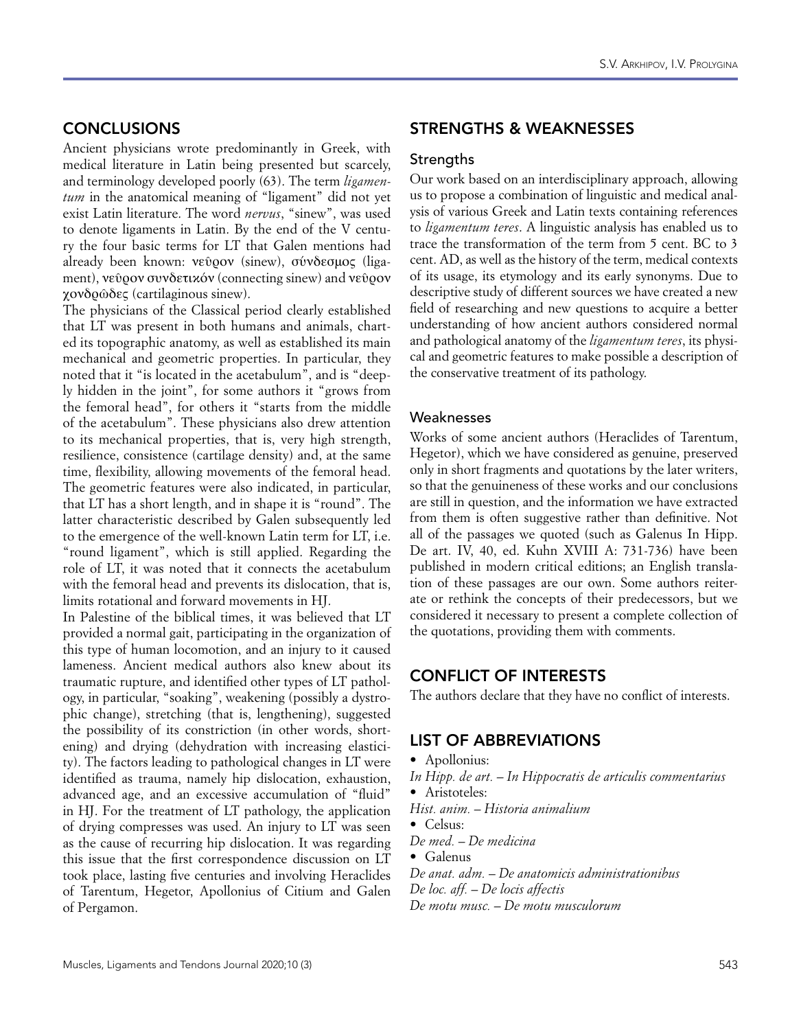## CONCLUSIONS

Ancient physicians wrote predominantly in Greek, with medical literature in Latin being presented but scarcely, and terminology developed poorly (63). The term *ligamentum* in the anatomical meaning of "ligament" did not yet exist Latin literature. The word *nervus*, "sinew", was used to denote ligaments in Latin. By the end of the V century the four basic terms for LT that Galen mentions had already been known: νεῦρον (sinew), σύνδεσμος (ligament), νεῦρον συνδετικόν (connecting sinew) and νεῦρον χονδρῶδες (cartilaginous sinew).

The physicians of the Classical period clearly established that LT was present in both humans and animals, charted its topographic anatomy, as well as established its main mechanical and geometric properties. In particular, they noted that it "is located in the acetabulum", and is "deeply hidden in the joint", for some authors it "grows from the femoral head", for others it "starts from the middle of the acetabulum". These physicians also drew attention to its mechanical properties, that is, very high strength, resilience, consistence (cartilage density) and, at the same time, flexibility, allowing movements of the femoral head. The geometric features were also indicated, in particular, that LT has a short length, and in shape it is "round". The latter characteristic described by Galen subsequently led to the emergence of the well-known Latin term for LT, i.e. "round ligament", which is still applied. Regarding the role of LT, it was noted that it connects the acetabulum with the femoral head and prevents its dislocation, that is, limits rotational and forward movements in HJ.

In Palestine of the biblical times, it was believed that LT provided a normal gait, participating in the organization of this type of human locomotion, and an injury to it caused lameness. Ancient medical authors also knew about its traumatic rupture, and identified other types of LT pathology, in particular, "soaking", weakening (possibly a dystrophic change), stretching (that is, lengthening), suggested the possibility of its constriction (in other words, shortening) and drying (dehydration with increasing elasticity). The factors leading to pathological changes in LT were identified as trauma, namely hip dislocation, exhaustion, advanced age, and an excessive accumulation of "fluid" in HJ. For the treatment of LT pathology, the application of drying compresses was used. An injury to LT was seen as the cause of recurring hip dislocation. It was regarding this issue that the first correspondence discussion on LT took place, lasting five centuries and involving Heraclides of Tarentum, Hegetor, Apollonius of Citium and Galen of Pergamon.

## STRENGTHS & WEAKNESSES

### Strengths

Our work based on an interdisciplinary approach, allowing us to propose a combination of linguistic and medical analysis of various Greek and Latin texts containing references to *ligamentum teres*. A linguistic analysis has enabled us to trace the transformation of the term from 5 cent. BC to 3 cent. AD, as well as the history of the term, medical contexts of its usage, its etymology and its early synonyms. Due to descriptive study of different sources we have created a new field of researching and new questions to acquire a better understanding of how ancient authors considered normal and pathological anatomy of the *ligamentum teres*, its physical and geometric features to make possible a description of the conservative treatment of its pathology.

### Weaknesses

Works of some ancient authors (Heraclides of Tarentum, Hegetor), which we have considered as genuine, preserved only in short fragments and quotations by the later writers, so that the genuineness of these works and our conclusions are still in question, and the information we have extracted from them is often suggestive rather than definitive. Not all of the passages we quoted (such as Galenus In Hipp. De art. IV, 40, ed. Kuhn XVIII A: 731-736) have been published in modern critical editions; an English translation of these passages are our own. Some authors reiterate or rethink the concepts of their predecessors, but we considered it necessary to present a complete collection of the quotations, providing them with comments.

## CONFLICT OF INTERESTS

The authors declare that they have no conflict of interests.

## LIST OF ABBREVIATIONS

- Apollonius:

*In Hipp. de art.* – *In Hippocratis de articulis commentarius*

- Aristoteles:

*Hist. anim.* – *Historia animalium*

- Celsus:

*De med.* – *De medicina*

- Galenus

*De anat. adm.* – *De anatomicis administrationibus*
*De loc. aff.* – *De locis affectis*
*De motu musc.* – *De motu musculorum*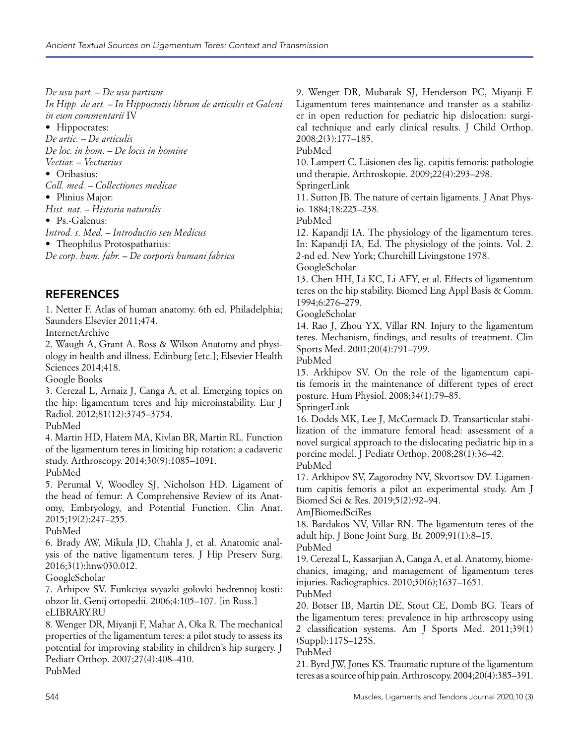*De usu part.* – *De usu partium*
*In Hipp. de art.* – *In Hippocratis librum de articulis et Galeni in eum commentarii* IV

- Hippocrates:

*De artic.* – *De articulis*
*De loc. in hom.* – *De locis in homine*
*Vectiar.* – *Vectiarius*

- Oribasius:

*Coll. med.* – *Collectiones medicae*

- Plinius Major:

*Hist. nat.* – *Historia naturalis*

- Ps.-Galenus:

*Introd. s. Med.* – *Introductio seu Medicus*

- Theophilus Protospatharius:

*De corp. hum. fabr.* – *De corporis humani fabrica*

## REFERENCES

1. Netter F. Atlas of human anatomy. 6th ed. Philadelphia; Saunders Elsevier 2011;474.
InternetArchive
2. Waugh A, Grant A. Ross & Wilson Anatomy and physiology in health and illness. Edinburg [etc.]; Elsevier Health Sciences 2014;418.
Google Books
3. Cerezal L, Arnaiz J, Canga A, et al. Emerging topics on the hip: ligamentum teres and hip microinstability. Eur J Radiol. 2012;81(12):3745–3754.
PubMed
4. Martin HD, Hatem MA, Kivlan BR, Martin RL. Function of the ligamentum teres in limiting hip rotation: a cadaveric study. Arthroscopy. 2014;30(9):1085–1091.
PubMed
5. Perumal V, Woodley SJ, Nicholson HD. Ligament of the head of femur: A Comprehensive Review of its Anatomy, Embryology, and Potential Function. Clin Anat. 2015;19(2):247–255.
PubMed
6. Brady AW, Mikula JD, Chahla J, et al. Anatomic analysis of the native ligamentum teres. J Hip Preserv Surg. 2016;3(1):hnw030.012.
GoogleScholar
7. Arhipov SV. Funkciya svyazki golovki bedrennoj kosti: obzor lit. Genij ortopedii. 2006;4:105–107. [in Russ.]
eLIBRARY.RU
8. Wenger DR, Miyanji F, Mahar A, Oka R. The mechanical properties of the ligamentum teres: a pilot study to assess its potential for improving stability in children's hip surgery. J Pediatr Orthop. 2007;27(4):408–410.
PubMed
9. Wenger DR, Mubarak SJ, Henderson PC, Miyanji F. Ligamentum teres maintenance and transfer as a stabilizer in open reduction for pediatric hip dislocation: surgical technique and early clinical results. J Child Orthop. 2008;2(3):177–185.
PubMed
10. Lampert C. Läsionen des lig. capitis femoris: pathologie und therapie. Arthroskopie. 2009;22(4):293–298.
SpringerLink
11. Sutton JB. The nature of certain ligaments. J Anat Physio. 1884;18:225–238.
PubMed
12. Kapandji IA. The physiology of the ligamentum teres. In: Kapandji IA, Ed. The physiology of the joints. Vol. 2. 2-nd ed. New York; Churchill Livingstone 1978.
GoogleScholar
13. Chen HH, Li KC, Li AFY, et al. Effects of ligamentum teres on the hip stability. Biomed Eng Appl Basis & Comm. 1994;6:276–279.
GoogleScholar
14. Rao J, Zhou YX, Villar RN. Injury to the ligamentum teres. Mechanism, findings, and results of treatment. Clin Sports Med. 2001;20(4):791–799.
PubMed
15. Arkhipov SV. On the role of the ligamentum capitis femoris in the maintenance of different types of erect posture. Hum Physiol. 2008;34(1):79–85.
SpringerLink
16. Dodds MK, Lee J, McCormack D. Transarticular stabilization of the immature femoral head: assessment of a novel surgical approach to the dislocating pediatric hip in a porcine model. J Pediatr Orthop. 2008;28(1):36–42.
PubMed
17. Arkhipov SV, Zagorodny NV, Skvortsov DV. Ligamentum capitis femoris a pilot an experimental study. Am J Biomed Sci & Res. 2019;5(2):92–94.
AmJBiomedSciRes
18. Bardakos NV, Villar RN. The ligamentum teres of the adult hip. J Bone Joint Surg. Br. 2009;91(1):8–15.
PubMed
19. Cerezal L, Kassarjian A, Canga A, et al. Anatomy, biomechanics, imaging, and management of ligamentum teres injuries. Radiographics. 2010;30(6);1637–1651.
PubMed
20. Botser IB, Martin DE, Stout CE, Domb BG. Tears of the ligamentum teres: prevalence in hip arthroscopy using 2 classification systems. Am J Sports Med. 2011;39(1)(Suppl):117S–125S.
PubMed
21. Byrd JW, Jones KS. Traumatic rupture of the ligamentum teres as a source of hip pain. Arthroscopy. 2004;20(4):385–391.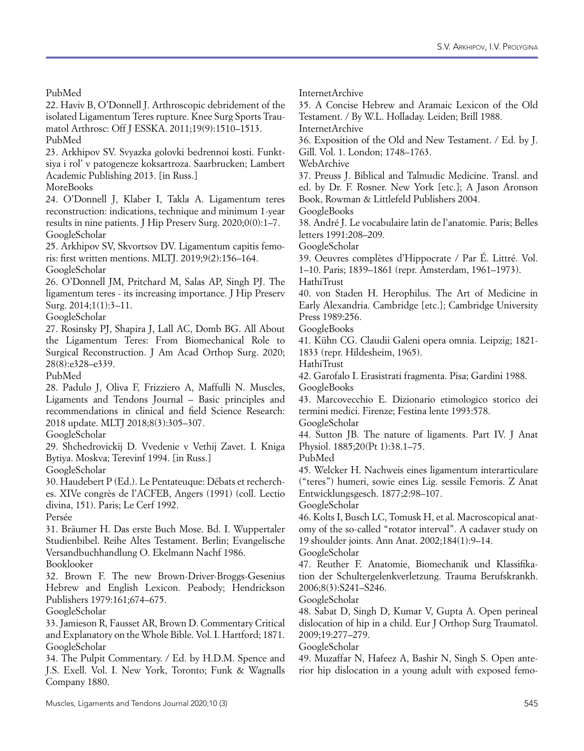PubMed

22. Haviv B, O'Donnell J. Arthroscopic debridement of the isolated Ligamentum Teres rupture. Knee Surg Sports Traumatol Arthrosc: Off J ESSKA. 2011;19(9):1510–1513.
PubMed

23. Arkhipov SV. Svyazka golovki bedrennoi kosti. Funktsiya i rol' v patogeneze koksartroza. Saarbrucken; Lambert Academic Publishing 2013. [in Russ.]
MoreBooks

24. O'Donnell J, Klaber I, Takla A. Ligamentum teres reconstruction: indications, technique and minimum 1-year results in nine patients. J Hip Preserv Surg. 2020;0(0):1–7.
GoogleScholar

25. Arkhipov SV, Skvortsov DV. Ligamentum capitis femoris: first written mentions. MLTJ. 2019;9(2):156–164.
GoogleScholar

26. O'Donnell JM, Pritchard M, Salas AP, Singh PJ. The ligamentum teres - its increasing importance. J Hip Preserv Surg. 2014;1(1):3–11.
GoogleScholar

27. Rosinsky PJ, Shapira J, Lall AC, Domb BG. All About the Ligamentum Teres: From Biomechanical Role to Surgical Reconstruction. J Am Acad Orthop Surg. 2020; 28(8):e328–e339.
PubMed

28. Padulo J, Oliva F, Frizziero A, Maffulli N. Muscles, Ligaments and Tendons Journal – Basic principles and recommendations in clinical and field Science Research: 2018 update. MLTJ 2018;8(3):305–307.
GoogleScholar

29. Shchedrovickij D. Vvedenie v Vethij Zavet. I. Kniga Bytiya. Moskva; Terevinf 1994. [in Russ.]
GoogleScholar

30. Haudebert P (Ed.). Le Pentateuque: Débats et recherches. XIVe congrès de l'ACFEB, Angers (1991) (coll. Lectio divina, 151). Paris; Le Cerf 1992.
Persée

31. Bräumer H. Das erste Buch Mose. Bd. I. Wuppertaler Studienbibel. Reihe Altes Testament. Berlin; Evangelische Versandbuchhandlung O. Ekelmann Nachf 1986.
Booklooker

32. Brown F. The new Brown-Driver-Broggs-Gesenius Hebrew and English Lexicon. Peabody; Hendrickson Publishers 1979:161;674–675.
GoogleScholar

33. Jamieson R, Fausset AR, Brown D. Commentary Critical and Explanatory on the Whole Bible. Vol. I. Hartford; 1871.
GoogleScholar

34. The Pulpit Commentary. / Ed. by H.D.M. Spence and J.S. Exell. Vol. I. New York, Toronto; Funk & Wagnalls Company 1880.
InternetArchive

35. A Concise Hebrew and Aramaic Lexicon of the Old Testament. / By W.L. Holladay. Leiden; Brill 1988.
InternetArchive

36. Exposition of the Old and New Testament. / Ed. by J. Gill. Vol. 1. London; 1748–1763.
WebArchive

37. Preuss J. Biblical and Talmudic Medicine. Transl. and ed. by Dr. F. Rosner. New York [etc.]; A Jason Aronson Book, Rowman & Littlefeld Publishers 2004.
GoogleBooks

38. André J. Le vocabulaire latin de l'anatomie. Paris; Belles letters 1991:208–209.
GoogleScholar

39. Oeuvres complètes d'Hippocrate / Par É. Littré. Vol. 1–10. Paris; 1839–1861 (repr. Amsterdam, 1961–1973).
HathiTrust

40. von Staden H. Herophilus. The Art of Medicine in Early Alexandria. Cambridge [etc.]; Cambridge University Press 1989:256.
GoogleBooks

41. Kühn CG. Claudii Galeni opera omnia. Leipzig; 1821-1833 (repr. Hildesheim, 1965).
HathiTrust

42. Garofalo I. Erasistrati fragmenta. Pisa; Gardini 1988.
GoogleBooks

43. Marcovecchio E. Dizionario etimologico storico dei termini medici. Firenze; Festina lente 1993:578.
GoogleScholar

44. Sutton JB. The nature of ligaments. Part IV. J Anat Physiol. 1885;20(Pt 1):38.1–75.
PubMed

45. Welcker H. Nachweis eines ligamentum interarticulare ("teres") humeri, sowie eines Lig. sessile Femoris. Z Anat Entwicklungsgesch. 1877;2:98–107.
GoogleScholar

46. Kolts I, Busch LC, Tomusk H, et al. Macroscopical anatomy of the so-called "rotator interval". A cadaver study on 19 shoulder joints. Ann Anat. 2002;184(1):9–14.
GoogleScholar

47. Reuther F. Anatomie, Biomechanik und Klassifikation der Schultergelenkverletzung. Trauma Berufskrankh. 2006;8(3):S241–S246.
GoogleScholar

48. Sabat D, Singh D, Kumar V, Gupta A. Open perineal dislocation of hip in a child. Eur J Orthop Surg Traumatol. 2009;19:277–279.
GoogleScholar

49. Muzaffar N, Hafeez A, Bashir N, Singh S. Open anterior hip dislocation in a young adult with exposed femo-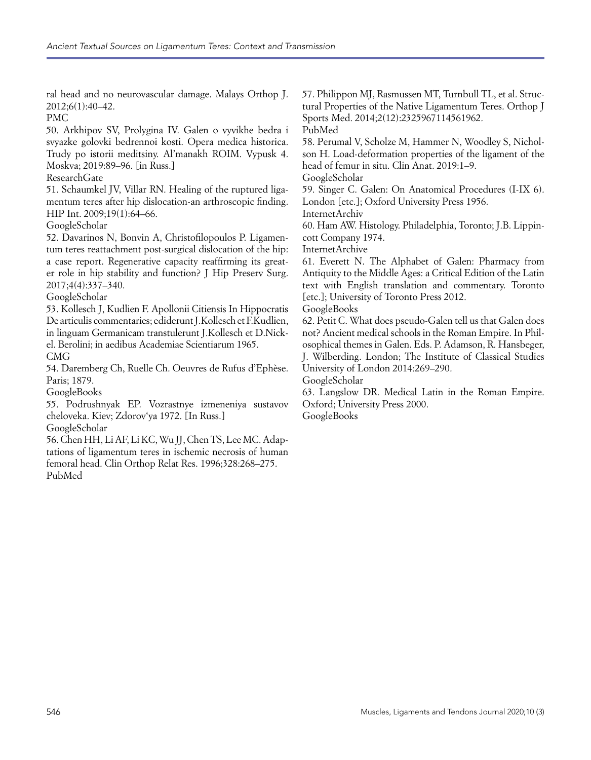ral head and no neurovascular damage. Malays Orthop J. 2012;6(1):40–42.
PMC

50. Arkhipov SV, Prolygina IV. Galen o vyvikhe bedra i svyazke golovki bedrennoi kosti. Opera medica historica. Trudy po istorii meditsiny. Al'manakh ROIM. Vypusk 4. Moskva; 2019:89–96. [in Russ.]
ResearchGate

51. Schaumkel JV, Villar RN. Healing of the ruptured ligamentum teres after hip dislocation-an arthroscopic finding. HIP Int. 2009;19(1):64–66.
GoogleScholar

52. Davarinos N, Bonvin A, Christofilopoulos P. Ligamentum teres reattachment post-surgical dislocation of the hip: a case report. Regenerative capacity reaffirming its greater role in hip stability and function? J Hip Preserv Surg. 2017;4(4):337–340.
GoogleScholar

53. Kollesch J, Kudlien F. Apollonii Citiensis In Hippocratis De articulis commentaries; ediderunt J.Kollesch et F.Kudlien, in linguam Germanicam transtulerunt J.Kollesch et D.Nickel. Berolini; in aedibus Academiae Scientiarum 1965.
CMG

54. Daremberg Ch, Ruelle Ch. Oeuvres de Rufus d'Ephèse. Paris; 1879.
GoogleBooks

55. Podrushnyak EP. Vozrastnye izmeneniya sustavov cheloveka. Kiev; Zdorov'ya 1972. [In Russ.]
GoogleScholar

56. Chen HH, Li AF, Li KC, Wu JJ, Chen TS, Lee MC. Adaptations of ligamentum teres in ischemic necrosis of human femoral head. Clin Orthop Relat Res. 1996;328:268–275.
PubMed

57. Philippon MJ, Rasmussen MT, Turnbull TL, et al. Structural Properties of the Native Ligamentum Teres. Orthop J Sports Med. 2014;2(12):2325967114561962.
PubMed

58. Perumal V, Scholze M, Hammer N, Woodley S, Nicholson H. Load-deformation properties of the ligament of the head of femur in situ. Clin Anat. 2019:1–9.
GoogleScholar

59. Singer C. Galen: On Anatomical Procedures (I-IX 6). London [etc.]; Oxford University Press 1956.
InternetArchiv

60. Ham AW. Histology. Philadelphia, Toronto; J.B. Lippincott Company 1974.
InternetArchive

61. Everett N. The Alphabet of Galen: Pharmacy from Antiquity to the Middle Ages: a Critical Edition of the Latin text with English translation and commentary. Toronto [etc.]; University of Toronto Press 2012.
GoogleBooks

62. Petit C. What does pseudo-Galen tell us that Galen does not? Ancient medical schools in the Roman Empire. In Philosophical themes in Galen. Eds. P. Adamson, R. Hansbeger, J. Wilberding. London; The Institute of Classical Studies University of London 2014:269–290.
GoogleScholar

63. Langslow DR. Medical Latin in the Roman Empire. Oxford; University Press 2000.
GoogleBooks